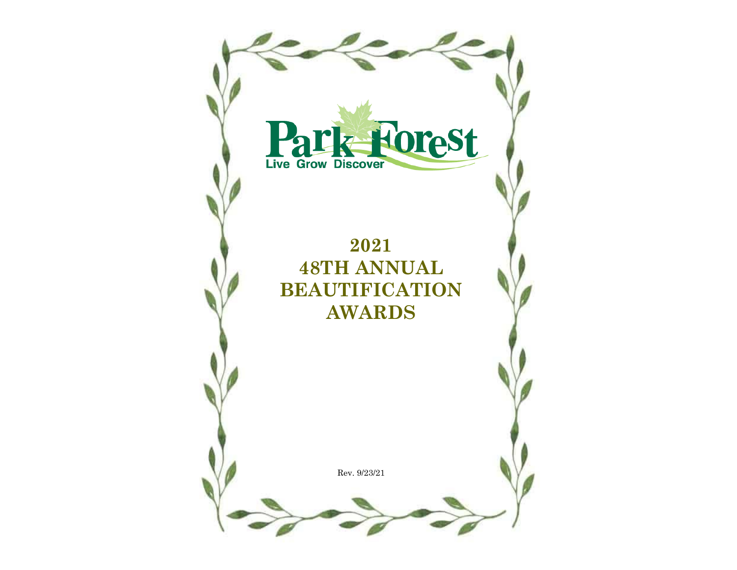Park Forest

Live Grow Discover

# 2021
# 48TH ANNUAL
# BEAUTIFICATION
# AWARDS

Rev. 9/23/21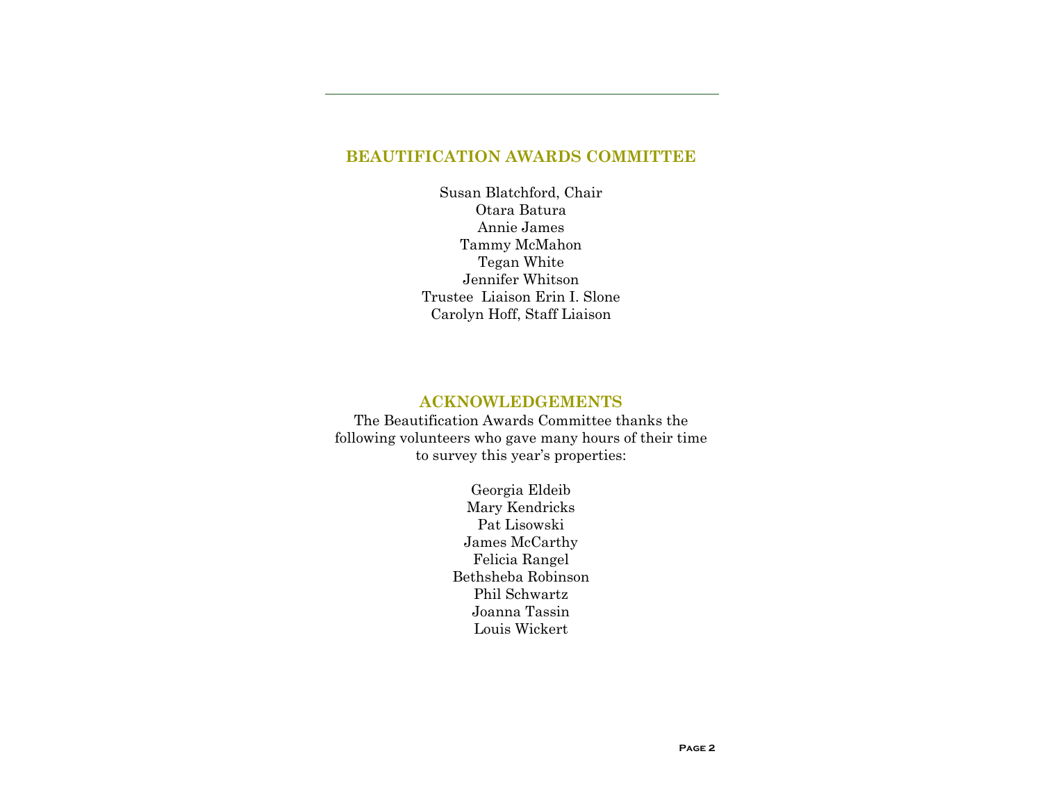## BEAUTIFICATION AWARDS COMMITTEE

Susan Blatchford, Chair
Otara Batura
Annie James
Tammy McMahon
Tegan White
Jennifer Whitson
Trustee Liaison Erin I. Slone
Carolyn Hoff, Staff Liaison

## ACKNOWLEDGEMENTS

The Beautification Awards Committee thanks the following volunteers who gave many hours of their time to survey this year's properties:

Georgia Eldeib
Mary Kendricks
Pat Lisowski
James McCarthy
Felicia Rangel
Bethsheba Robinson
Phil Schwartz
Joanna Tassin
Louis Wickert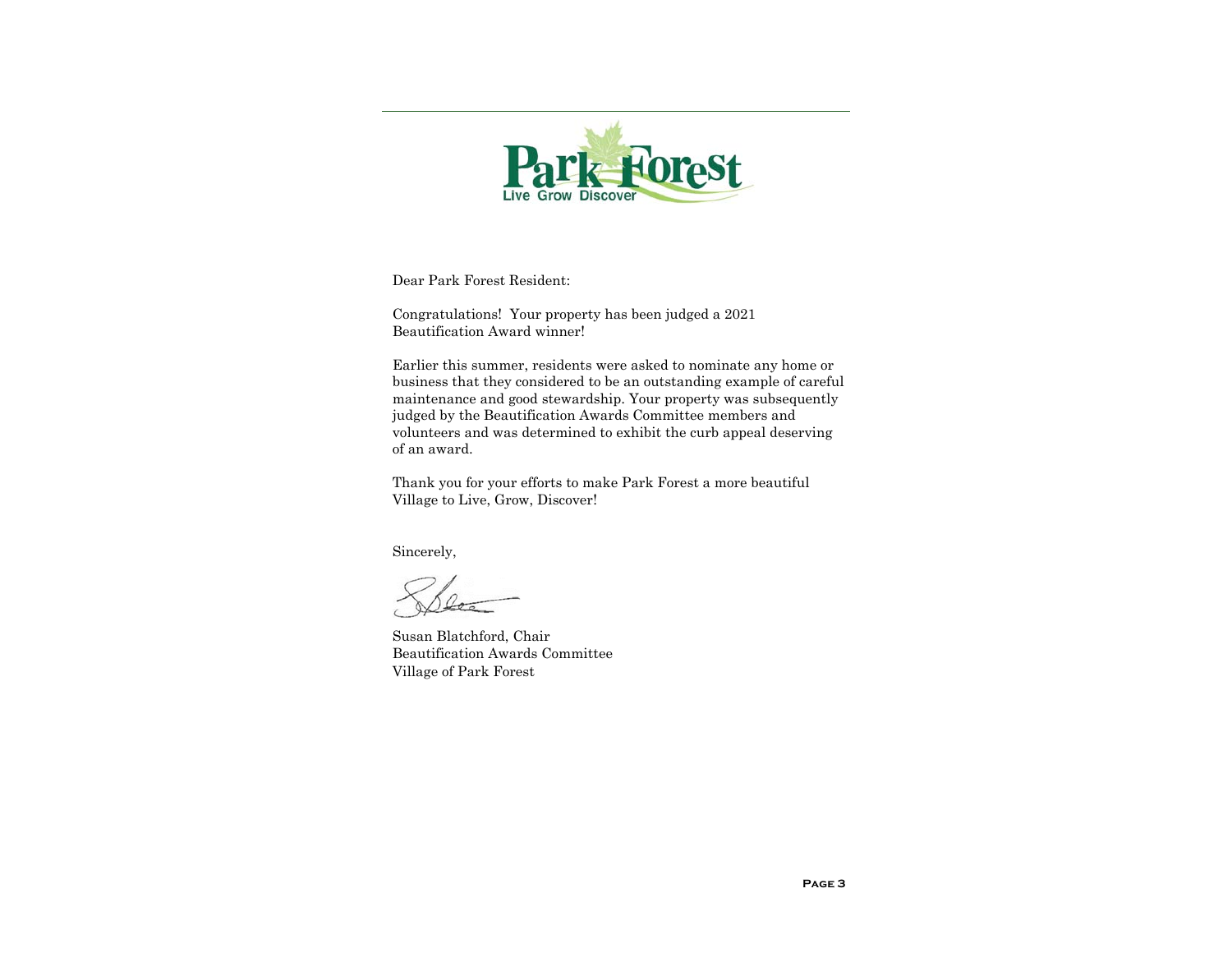Park Forest
Live Grow Discover

Dear Park Forest Resident:

Congratulations! Your property has been judged a 2021 Beautification Award winner!

Earlier this summer, residents were asked to nominate any home or business that they considered to be an outstanding example of careful maintenance and good stewardship. Your property was subsequently judged by the Beautification Awards Committee members and volunteers and was determined to exhibit the curb appeal deserving of an award.

Thank you for your efforts to make Park Forest a more beautiful Village to Live, Grow, Discover!

Sincerely,

Susan Blatchford, Chair
Beautification Awards Committee
Village of Park Forest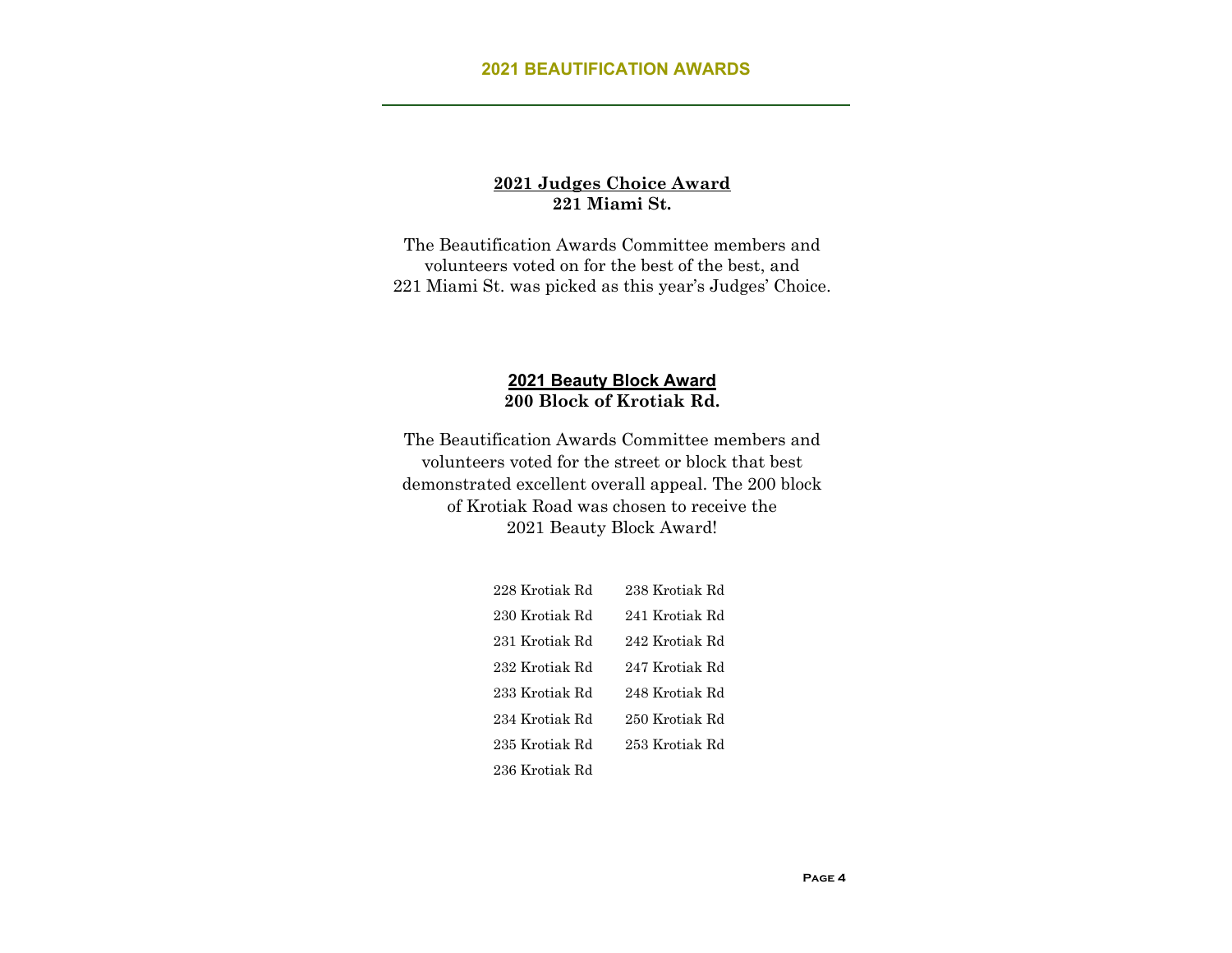## 2021 BEAUTIFICATION AWARDS

**2021 Judges Choice Award**
**221 Miami St.**

The Beautification Awards Committee members and volunteers voted on for the best of the best, and 221 Miami St. was picked as this year's Judges' Choice.

**2021 Beauty Block Award**
**200 Block of Krotiak Rd.**

The Beautification Awards Committee members and volunteers voted for the street or block that best demonstrated excellent overall appeal. The 200 block of Krotiak Road was chosen to receive the 2021 Beauty Block Award!

- 228 Krotiak Rd
- 230 Krotiak Rd
- 231 Krotiak Rd
- 232 Krotiak Rd
- 233 Krotiak Rd
- 234 Krotiak Rd
- 235 Krotiak Rd
- 236 Krotiak Rd
- 238 Krotiak Rd
- 241 Krotiak Rd
- 242 Krotiak Rd
- 247 Krotiak Rd
- 248 Krotiak Rd
- 250 Krotiak Rd
- 253 Krotiak Rd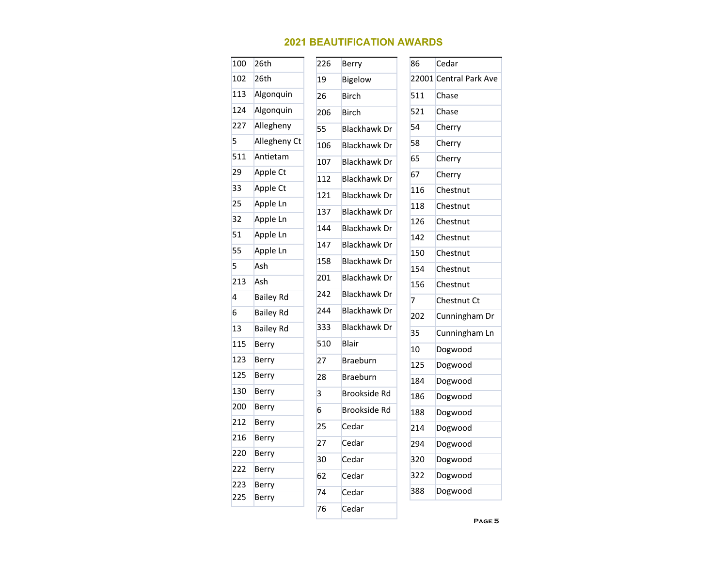## 2021 BEAUTIFICATION AWARDS

| | |
|---|---|
| 100 | 26th |
| 102 | 26th |
| 113 | Algonquin |
| 124 | Algonquin |
| 227 | Allegheny |
| 5 | Allegheny Ct |
| 511 | Antietam |
| 29 | Apple Ct |
| 33 | Apple Ct |
| 25 | Apple Ln |
| 32 | Apple Ln |
| 51 | Apple Ln |
| 55 | Apple Ln |
| 5 | Ash |
| 213 | Ash |
| 4 | Bailey Rd |
| 6 | Bailey Rd |
| 13 | Bailey Rd |
| 115 | Berry |
| 123 | Berry |
| 125 | Berry |
| 130 | Berry |
| 200 | Berry |
| 212 | Berry |
| 216 | Berry |
| 220 | Berry |
| 222 | Berry |
| 223 | Berry |
| 225 | Berry |
| 226 | Berry |
| 19 | Bigelow |
| 26 | Birch |
| 206 | Birch |
| 55 | Blackhawk Dr |
| 106 | Blackhawk Dr |
| 107 | Blackhawk Dr |
| 112 | Blackhawk Dr |
| 121 | Blackhawk Dr |
| 137 | Blackhawk Dr |
| 144 | Blackhawk Dr |
| 147 | Blackhawk Dr |
| 158 | Blackhawk Dr |
| 201 | Blackhawk Dr |
| 242 | Blackhawk Dr |
| 244 | Blackhawk Dr |
| 333 | Blackhawk Dr |
| 510 | Blair |
| 27 | Braeburn |
| 28 | Braeburn |
| 3 | Brookside Rd |
| 6 | Brookside Rd |
| 25 | Cedar |
| 27 | Cedar |
| 30 | Cedar |
| 62 | Cedar |
| 74 | Cedar |
| 76 | Cedar |
| 86 | Cedar |
| 22001 | Central Park Ave |
| 511 | Chase |
| 521 | Chase |
| 54 | Cherry |
| 58 | Cherry |
| 65 | Cherry |
| 67 | Cherry |
| 116 | Chestnut |
| 118 | Chestnut |
| 126 | Chestnut |
| 142 | Chestnut |
| 150 | Chestnut |
| 154 | Chestnut |
| 156 | Chestnut |
| 7 | Chestnut Ct |
| 202 | Cunningham Dr |
| 35 | Cunningham Ln |
| 10 | Dogwood |
| 125 | Dogwood |
| 184 | Dogwood |
| 186 | Dogwood |
| 188 | Dogwood |
| 214 | Dogwood |
| 294 | Dogwood |
| 320 | Dogwood |
| 322 | Dogwood |
| 388 | Dogwood |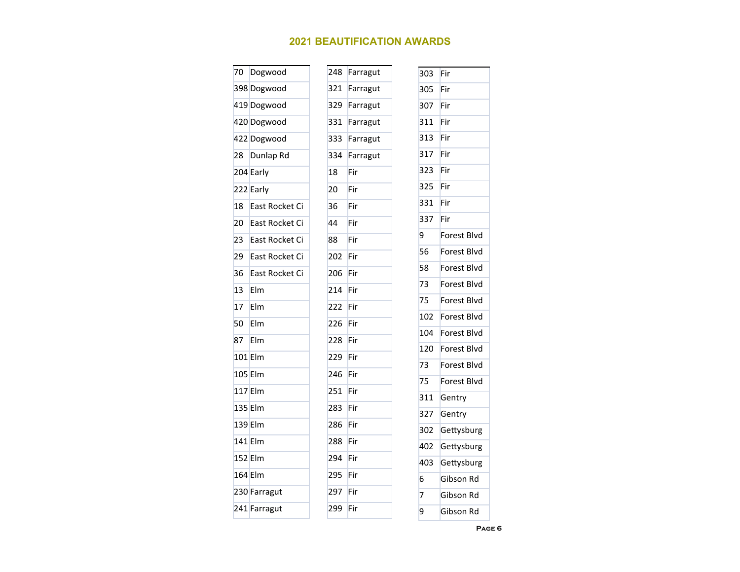## 2021 BEAUTIFICATION AWARDS

| | |
|---|---|
| 70 | Dogwood |
| 398 | Dogwood |
| 419 | Dogwood |
| 420 | Dogwood |
| 422 | Dogwood |
| 28 | Dunlap Rd |
| 204 | Early |
| 222 | Early |
| 18 | East Rocket Ci |
| 20 | East Rocket Ci |
| 23 | East Rocket Ci |
| 29 | East Rocket Ci |
| 36 | East Rocket Ci |
| 13 | Elm |
| 17 | Elm |
| 50 | Elm |
| 87 | Elm |
| 101 | Elm |
| 105 | Elm |
| 117 | Elm |
| 135 | Elm |
| 139 | Elm |
| 141 | Elm |
| 152 | Elm |
| 164 | Elm |
| 230 | Farragut |
| 241 | Farragut |

| | |
|---|---|
| 248 | Farragut |
| 321 | Farragut |
| 329 | Farragut |
| 331 | Farragut |
| 333 | Farragut |
| 334 | Farragut |
| 18 | Fir |
| 20 | Fir |
| 36 | Fir |
| 44 | Fir |
| 88 | Fir |
| 202 | Fir |
| 206 | Fir |
| 214 | Fir |
| 222 | Fir |
| 226 | Fir |
| 228 | Fir |
| 229 | Fir |
| 246 | Fir |
| 251 | Fir |
| 283 | Fir |
| 286 | Fir |
| 288 | Fir |
| 294 | Fir |
| 295 | Fir |
| 297 | Fir |
| 299 | Fir |

| | |
|---|---|
| 303 | Fir |
| 305 | Fir |
| 307 | Fir |
| 311 | Fir |
| 313 | Fir |
| 317 | Fir |
| 323 | Fir |
| 325 | Fir |
| 331 | Fir |
| 337 | Fir |
| 9 | Forest Blvd |
| 56 | Forest Blvd |
| 58 | Forest Blvd |
| 73 | Forest Blvd |
| 75 | Forest Blvd |
| 102 | Forest Blvd |
| 104 | Forest Blvd |
| 120 | Forest Blvd |
| 73 | Forest Blvd |
| 75 | Forest Blvd |
| 311 | Gentry |
| 327 | Gentry |
| 302 | Gettysburg |
| 402 | Gettysburg |
| 403 | Gettysburg |
| 6 | Gibson Rd |
| 7 | Gibson Rd |
| 9 | Gibson Rd |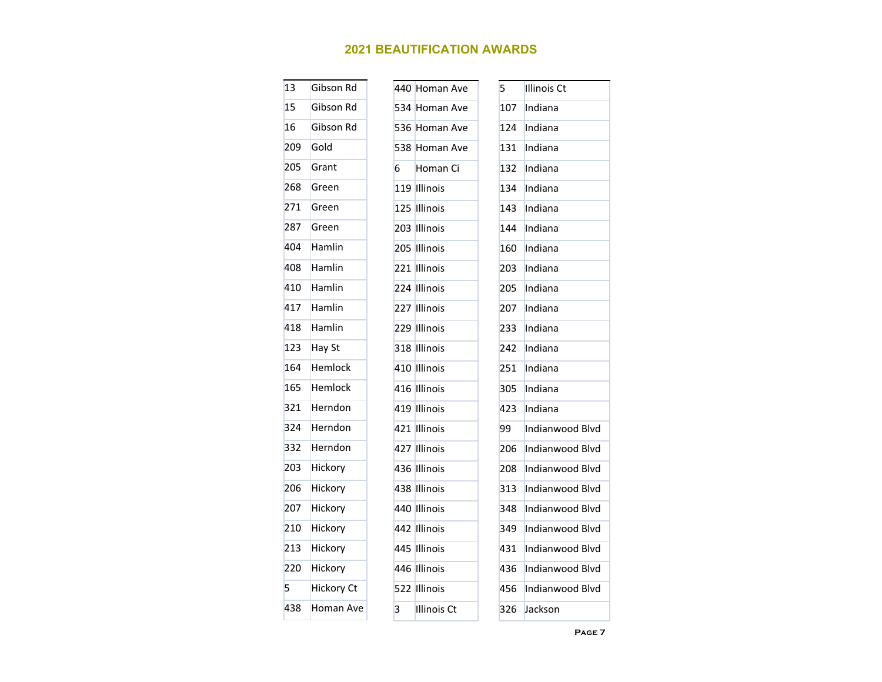## 2021 BEAUTIFICATION AWARDS

| | |
|---|---|
| 13 | Gibson Rd |
| 15 | Gibson Rd |
| 16 | Gibson Rd |
| 209 | Gold |
| 205 | Grant |
| 268 | Green |
| 271 | Green |
| 287 | Green |
| 404 | Hamlin |
| 408 | Hamlin |
| 410 | Hamlin |
| 417 | Hamlin |
| 418 | Hamlin |
| 123 | Hay St |
| 164 | Hemlock |
| 165 | Hemlock |
| 321 | Herndon |
| 324 | Herndon |
| 332 | Herndon |
| 203 | Hickory |
| 206 | Hickory |
| 207 | Hickory |
| 210 | Hickory |
| 213 | Hickory |
| 220 | Hickory |
| 5 | Hickory Ct |
| 438 | Homan Ave |

| | |
|---|---|
| 440 | Homan Ave |
| 534 | Homan Ave |
| 536 | Homan Ave |
| 538 | Homan Ave |
| 6 | Homan Ci |
| 119 | Illinois |
| 125 | Illinois |
| 203 | Illinois |
| 205 | Illinois |
| 221 | Illinois |
| 224 | Illinois |
| 227 | Illinois |
| 229 | Illinois |
| 318 | Illinois |
| 410 | Illinois |
| 416 | Illinois |
| 419 | Illinois |
| 421 | Illinois |
| 427 | Illinois |
| 436 | Illinois |
| 438 | Illinois |
| 440 | Illinois |
| 442 | Illinois |
| 445 | Illinois |
| 446 | Illinois |
| 522 | Illinois |
| 3 | Illinois Ct |

| | |
|---|---|
| 5 | Illinois Ct |
| 107 | Indiana |
| 124 | Indiana |
| 131 | Indiana |
| 132 | Indiana |
| 134 | Indiana |
| 143 | Indiana |
| 144 | Indiana |
| 160 | Indiana |
| 203 | Indiana |
| 205 | Indiana |
| 207 | Indiana |
| 233 | Indiana |
| 242 | Indiana |
| 251 | Indiana |
| 305 | Indiana |
| 423 | Indiana |
| 99 | Indianwood Blvd |
| 206 | Indianwood Blvd |
| 208 | Indianwood Blvd |
| 313 | Indianwood Blvd |
| 348 | Indianwood Blvd |
| 349 | Indianwood Blvd |
| 431 | Indianwood Blvd |
| 436 | Indianwood Blvd |
| 456 | Indianwood Blvd |
| 326 | Jackson |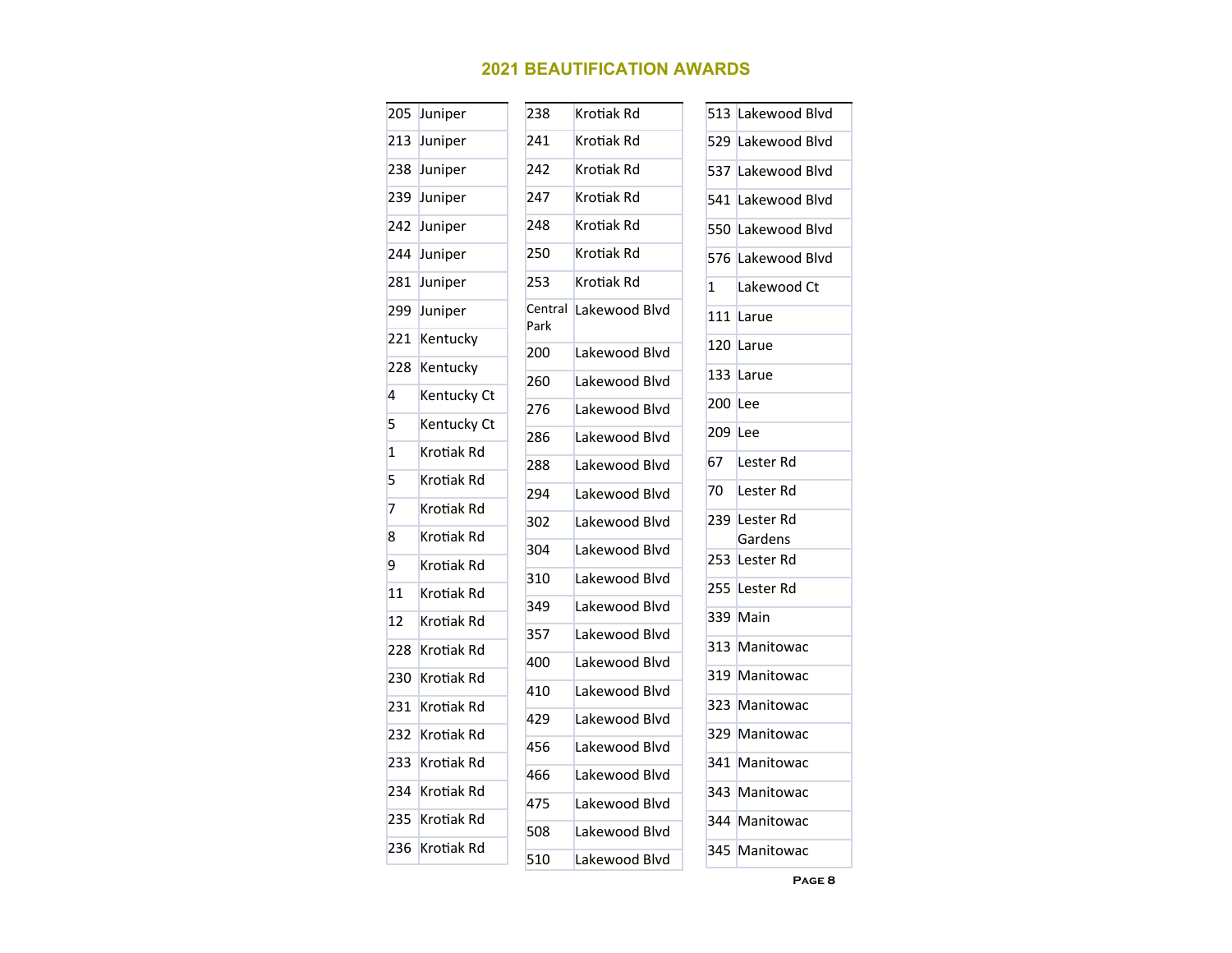## 2021 BEAUTIFICATION AWARDS

| | |
|---|---|
| 205 | Juniper |
| 213 | Juniper |
| 238 | Juniper |
| 239 | Juniper |
| 242 | Juniper |
| 244 | Juniper |
| 281 | Juniper |
| 299 | Juniper |
| 221 | Kentucky |
| 228 | Kentucky |
| 4 | Kentucky Ct |
| 5 | Kentucky Ct |
| 1 | Krotiak Rd |
| 5 | Krotiak Rd |
| 7 | Krotiak Rd |
| 8 | Krotiak Rd |
| 9 | Krotiak Rd |
| 11 | Krotiak Rd |
| 12 | Krotiak Rd |
| 228 | Krotiak Rd |
| 230 | Krotiak Rd |
| 231 | Krotiak Rd |
| 232 | Krotiak Rd |
| 233 | Krotiak Rd |
| 234 | Krotiak Rd |
| 235 | Krotiak Rd |
| 236 | Krotiak Rd |
| 238 | Krotiak Rd |
| 241 | Krotiak Rd |
| 242 | Krotiak Rd |
| 247 | Krotiak Rd |
| 248 | Krotiak Rd |
| 250 | Krotiak Rd |
| 253 | Krotiak Rd |
| Central Park | Lakewood Blvd |
| 200 | Lakewood Blvd |
| 260 | Lakewood Blvd |
| 276 | Lakewood Blvd |
| 286 | Lakewood Blvd |
| 288 | Lakewood Blvd |
| 294 | Lakewood Blvd |
| 302 | Lakewood Blvd |
| 304 | Lakewood Blvd |
| 310 | Lakewood Blvd |
| 349 | Lakewood Blvd |
| 357 | Lakewood Blvd |
| 400 | Lakewood Blvd |
| 410 | Lakewood Blvd |
| 429 | Lakewood Blvd |
| 456 | Lakewood Blvd |
| 466 | Lakewood Blvd |
| 475 | Lakewood Blvd |
| 508 | Lakewood Blvd |
| 510 | Lakewood Blvd |
| 513 | Lakewood Blvd |
| 529 | Lakewood Blvd |
| 537 | Lakewood Blvd |
| 541 | Lakewood Blvd |
| 550 | Lakewood Blvd |
| 576 | Lakewood Blvd |
| 1 | Lakewood Ct |
| 111 | Larue |
| 120 | Larue |
| 133 | Larue |
| 200 | Lee |
| 209 | Lee |
| 67 | Lester Rd |
| 70 | Lester Rd |
| 239 | Lester Rd Gardens |
| 253 | Lester Rd |
| 255 | Lester Rd |
| 339 | Main |
| 313 | Manitowac |
| 319 | Manitowac |
| 323 | Manitowac |
| 329 | Manitowac |
| 341 | Manitowac |
| 343 | Manitowac |
| 344 | Manitowac |
| 345 | Manitowac |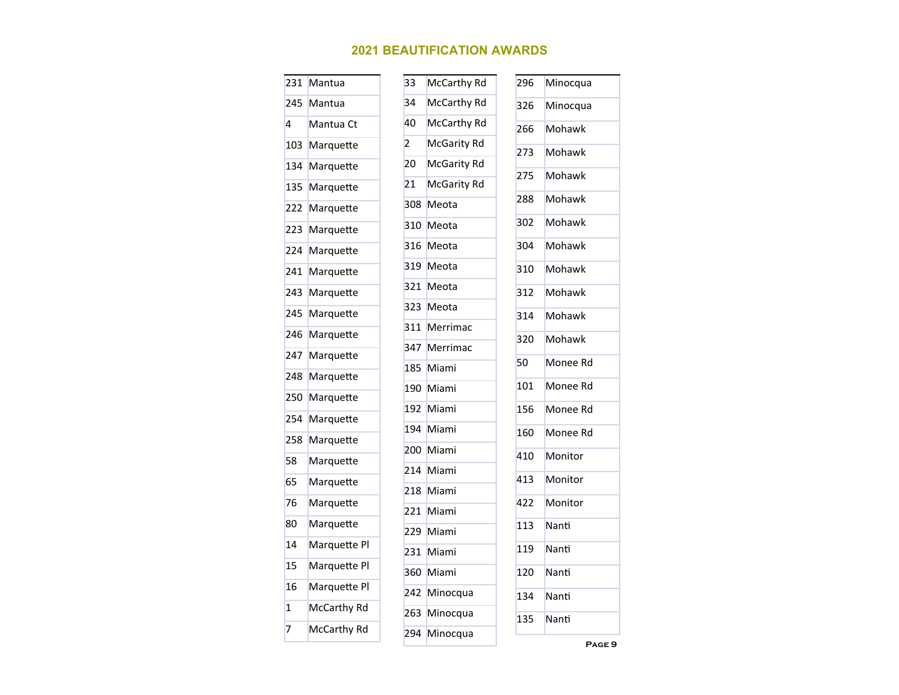## 2021 BEAUTIFICATION AWARDS

| | |
|---|---|
| 231 | Mantua |
| 245 | Mantua |
| 4 | Mantua Ct |
| 103 | Marquette |
| 134 | Marquette |
| 135 | Marquette |
| 222 | Marquette |
| 223 | Marquette |
| 224 | Marquette |
| 241 | Marquette |
| 243 | Marquette |
| 245 | Marquette |
| 246 | Marquette |
| 247 | Marquette |
| 248 | Marquette |
| 250 | Marquette |
| 254 | Marquette |
| 258 | Marquette |
| 58 | Marquette |
| 65 | Marquette |
| 76 | Marquette |
| 80 | Marquette |
| 14 | Marquette Pl |
| 15 | Marquette Pl |
| 16 | Marquette Pl |
| 1 | McCarthy Rd |
| 7 | McCarthy Rd |

| | |
|---|---|
| 33 | McCarthy Rd |
| 34 | McCarthy Rd |
| 40 | McCarthy Rd |
| 2 | McGarity Rd |
| 20 | McGarity Rd |
| 21 | McGarity Rd |
| 308 | Meota |
| 310 | Meota |
| 316 | Meota |
| 319 | Meota |
| 321 | Meota |
| 323 | Meota |
| 311 | Merrimac |
| 347 | Merrimac |
| 185 | Miami |
| 190 | Miami |
| 192 | Miami |
| 194 | Miami |
| 200 | Miami |
| 214 | Miami |
| 218 | Miami |
| 221 | Miami |
| 229 | Miami |
| 231 | Miami |
| 360 | Miami |
| 242 | Minocqua |
| 263 | Minocqua |
| 294 | Minocqua |

| | |
|---|---|
| 296 | Minocqua |
| 326 | Minocqua |
| 266 | Mohawk |
| 273 | Mohawk |
| 275 | Mohawk |
| 288 | Mohawk |
| 302 | Mohawk |
| 304 | Mohawk |
| 310 | Mohawk |
| 312 | Mohawk |
| 314 | Mohawk |
| 320 | Mohawk |
| 50 | Monee Rd |
| 101 | Monee Rd |
| 156 | Monee Rd |
| 160 | Monee Rd |
| 410 | Monitor |
| 413 | Monitor |
| 422 | Monitor |
| 113 | Nanti |
| 119 | Nanti |
| 120 | Nanti |
| 134 | Nanti |
| 135 | Nanti |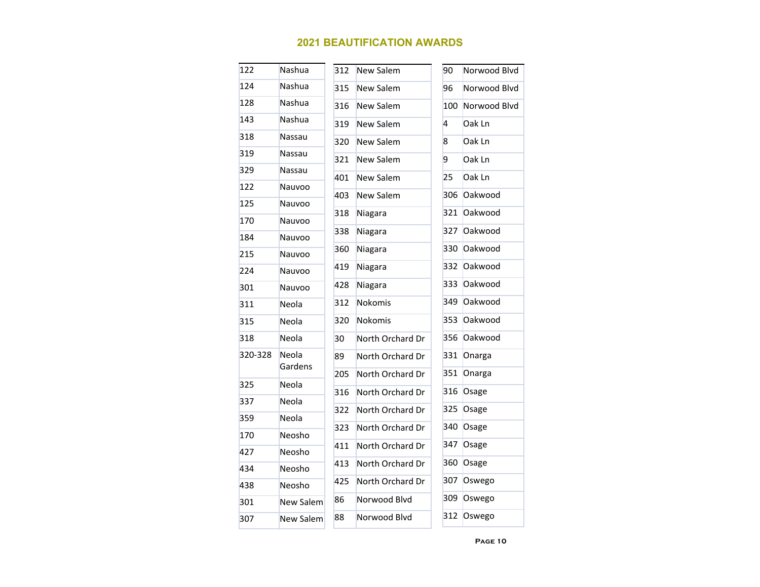# 2021 BEAUTIFICATION AWARDS

| | |
|---|---|
| 122 | Nashua |
| 124 | Nashua |
| 128 | Nashua |
| 143 | Nashua |
| 318 | Nassau |
| 319 | Nassau |
| 329 | Nassau |
| 122 | Nauvoo |
| 125 | Nauvoo |
| 170 | Nauvoo |
| 184 | Nauvoo |
| 215 | Nauvoo |
| 224 | Nauvoo |
| 301 | Nauvoo |
| 311 | Neola |
| 315 | Neola |
| 318 | Neola |
| 320-328 | Neola Gardens |
| 325 | Neola |
| 337 | Neola |
| 359 | Neola |
| 170 | Neosho |
| 427 | Neosho |
| 434 | Neosho |
| 438 | Neosho |
| 301 | New Salem |
| 307 | New Salem |

| | |
|---|---|
| 312 | New Salem |
| 315 | New Salem |
| 316 | New Salem |
| 319 | New Salem |
| 320 | New Salem |
| 321 | New Salem |
| 401 | New Salem |
| 403 | New Salem |
| 318 | Niagara |
| 338 | Niagara |
| 360 | Niagara |
| 419 | Niagara |
| 428 | Niagara |
| 312 | Nokomis |
| 320 | Nokomis |
| 30 | North Orchard Dr |
| 89 | North Orchard Dr |
| 205 | North Orchard Dr |
| 316 | North Orchard Dr |
| 322 | North Orchard Dr |
| 323 | North Orchard Dr |
| 411 | North Orchard Dr |
| 413 | North Orchard Dr |
| 425 | North Orchard Dr |
| 86 | Norwood Blvd |
| 88 | Norwood Blvd |

| | |
|---|---|
| 90 | Norwood Blvd |
| 96 | Norwood Blvd |
| 100 | Norwood Blvd |
| 4 | Oak Ln |
| 8 | Oak Ln |
| 9 | Oak Ln |
| 25 | Oak Ln |
| 306 | Oakwood |
| 321 | Oakwood |
| 327 | Oakwood |
| 330 | Oakwood |
| 332 | Oakwood |
| 333 | Oakwood |
| 349 | Oakwood |
| 353 | Oakwood |
| 356 | Oakwood |
| 331 | Onarga |
| 351 | Onarga |
| 316 | Osage |
| 325 | Osage |
| 340 | Osage |
| 347 | Osage |
| 360 | Osage |
| 307 | Oswego |
| 309 | Oswego |
| 312 | Oswego |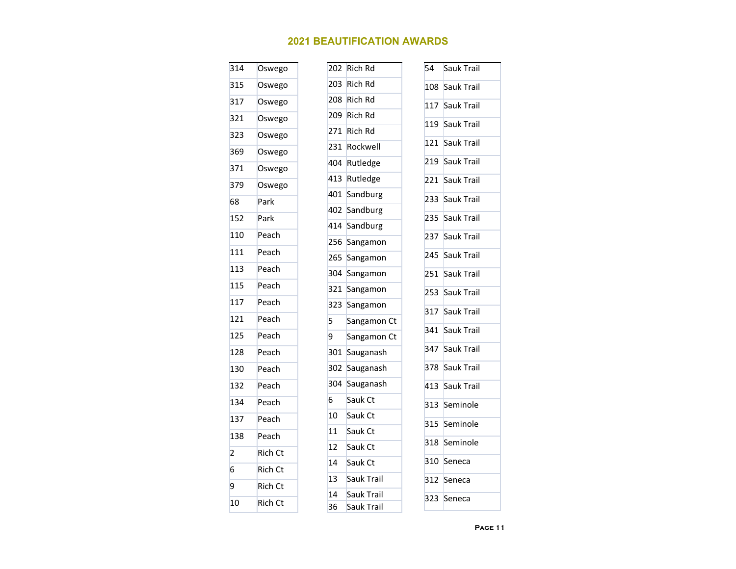## 2021 BEAUTIFICATION AWARDS

| | |
|---|---|
| 314 | Oswego |
| 315 | Oswego |
| 317 | Oswego |
| 321 | Oswego |
| 323 | Oswego |
| 369 | Oswego |
| 371 | Oswego |
| 379 | Oswego |
| 68 | Park |
| 152 | Park |
| 110 | Peach |
| 111 | Peach |
| 113 | Peach |
| 115 | Peach |
| 117 | Peach |
| 121 | Peach |
| 125 | Peach |
| 128 | Peach |
| 130 | Peach |
| 132 | Peach |
| 134 | Peach |
| 137 | Peach |
| 138 | Peach |
| 2 | Rich Ct |
| 6 | Rich Ct |
| 9 | Rich Ct |
| 10 | Rich Ct |

| | |
|---|---|
| 202 | Rich Rd |
| 203 | Rich Rd |
| 208 | Rich Rd |
| 209 | Rich Rd |
| 271 | Rich Rd |
| 231 | Rockwell |
| 404 | Rutledge |
| 413 | Rutledge |
| 401 | Sandburg |
| 402 | Sandburg |
| 414 | Sandburg |
| 256 | Sangamon |
| 265 | Sangamon |
| 304 | Sangamon |
| 321 | Sangamon |
| 323 | Sangamon |
| 5 | Sangamon Ct |
| 9 | Sangamon Ct |
| 301 | Sauganash |
| 302 | Sauganash |
| 304 | Sauganash |
| 6 | Sauk Ct |
| 10 | Sauk Ct |
| 11 | Sauk Ct |
| 12 | Sauk Ct |
| 14 | Sauk Ct |
| 13 | Sauk Trail |
| 14 | Sauk Trail |
| 36 | Sauk Trail |

| | |
|---|---|
| 54 | Sauk Trail |
| 108 | Sauk Trail |
| 117 | Sauk Trail |
| 119 | Sauk Trail |
| 121 | Sauk Trail |
| 219 | Sauk Trail |
| 221 | Sauk Trail |
| 233 | Sauk Trail |
| 235 | Sauk Trail |
| 237 | Sauk Trail |
| 245 | Sauk Trail |
| 251 | Sauk Trail |
| 253 | Sauk Trail |
| 317 | Sauk Trail |
| 341 | Sauk Trail |
| 347 | Sauk Trail |
| 378 | Sauk Trail |
| 413 | Sauk Trail |
| 313 | Seminole |
| 315 | Seminole |
| 318 | Seminole |
| 310 | Seneca |
| 312 | Seneca |
| 323 | Seneca |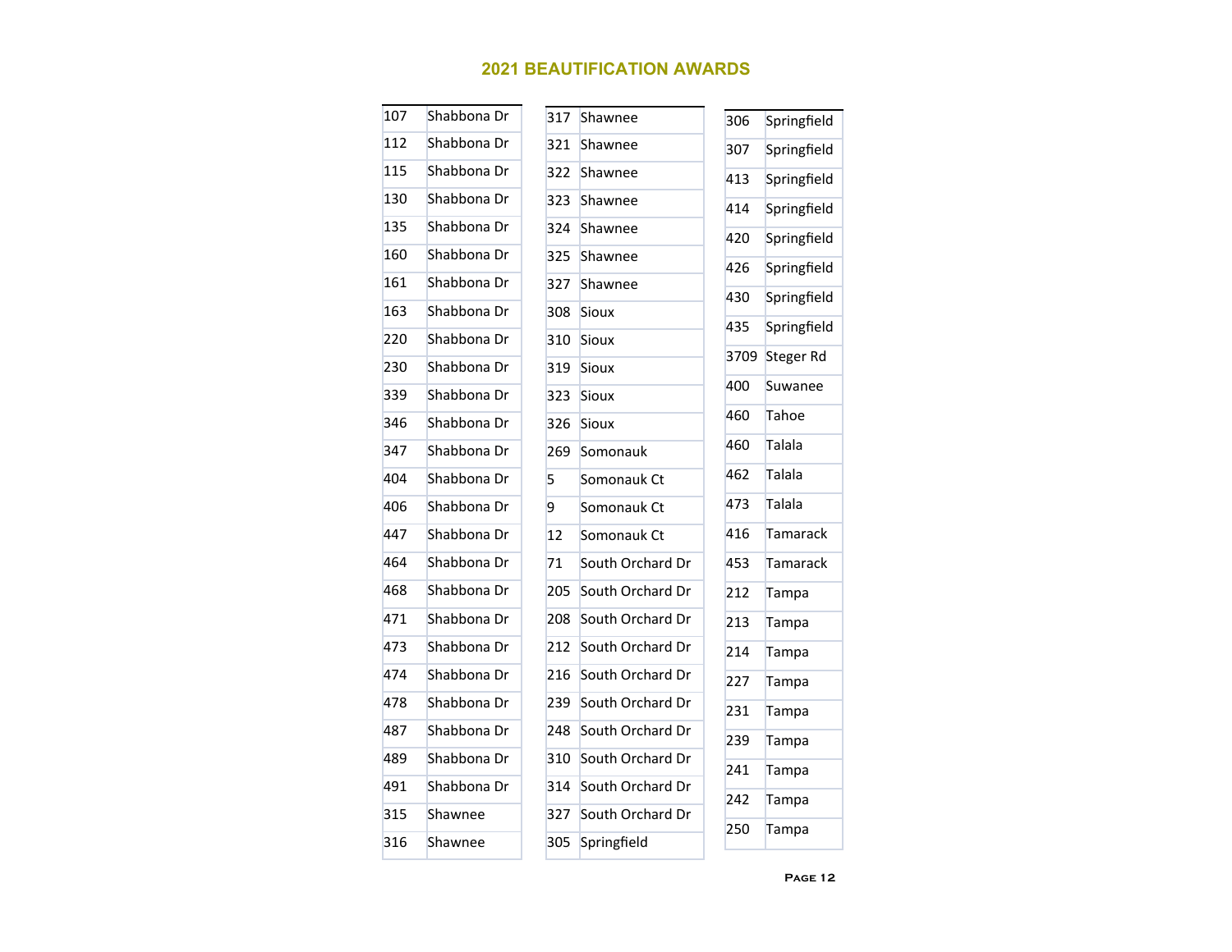## 2021 BEAUTIFICATION AWARDS

| | |
|---|---|
| 107 | Shabbona Dr |
| 112 | Shabbona Dr |
| 115 | Shabbona Dr |
| 130 | Shabbona Dr |
| 135 | Shabbona Dr |
| 160 | Shabbona Dr |
| 161 | Shabbona Dr |
| 163 | Shabbona Dr |
| 220 | Shabbona Dr |
| 230 | Shabbona Dr |
| 339 | Shabbona Dr |
| 346 | Shabbona Dr |
| 347 | Shabbona Dr |
| 404 | Shabbona Dr |
| 406 | Shabbona Dr |
| 447 | Shabbona Dr |
| 464 | Shabbona Dr |
| 468 | Shabbona Dr |
| 471 | Shabbona Dr |
| 473 | Shabbona Dr |
| 474 | Shabbona Dr |
| 478 | Shabbona Dr |
| 487 | Shabbona Dr |
| 489 | Shabbona Dr |
| 491 | Shabbona Dr |
| 315 | Shawnee |
| 316 | Shawnee |
| 317 | Shawnee |
| 321 | Shawnee |
| 322 | Shawnee |
| 323 | Shawnee |
| 324 | Shawnee |
| 325 | Shawnee |
| 327 | Shawnee |
| 308 | Sioux |
| 310 | Sioux |
| 319 | Sioux |
| 323 | Sioux |
| 326 | Sioux |
| 269 | Somonauk |
| 5 | Somonauk Ct |
| 9 | Somonauk Ct |
| 12 | Somonauk Ct |
| 71 | South Orchard Dr |
| 205 | South Orchard Dr |
| 208 | South Orchard Dr |
| 212 | South Orchard Dr |
| 216 | South Orchard Dr |
| 239 | South Orchard Dr |
| 248 | South Orchard Dr |
| 310 | South Orchard Dr |
| 314 | South Orchard Dr |
| 327 | South Orchard Dr |
| 305 | Springfield |
| 306 | Springfield |
| 307 | Springfield |
| 413 | Springfield |
| 414 | Springfield |
| 420 | Springfield |
| 426 | Springfield |
| 430 | Springfield |
| 435 | Springfield |
| 3709 | Steger Rd |
| 400 | Suwanee |
| 460 | Tahoe |
| 460 | Talala |
| 462 | Talala |
| 473 | Talala |
| 416 | Tamarack |
| 453 | Tamarack |
| 212 | Tampa |
| 213 | Tampa |
| 214 | Tampa |
| 227 | Tampa |
| 231 | Tampa |
| 239 | Tampa |
| 241 | Tampa |
| 242 | Tampa |
| 250 | Tampa |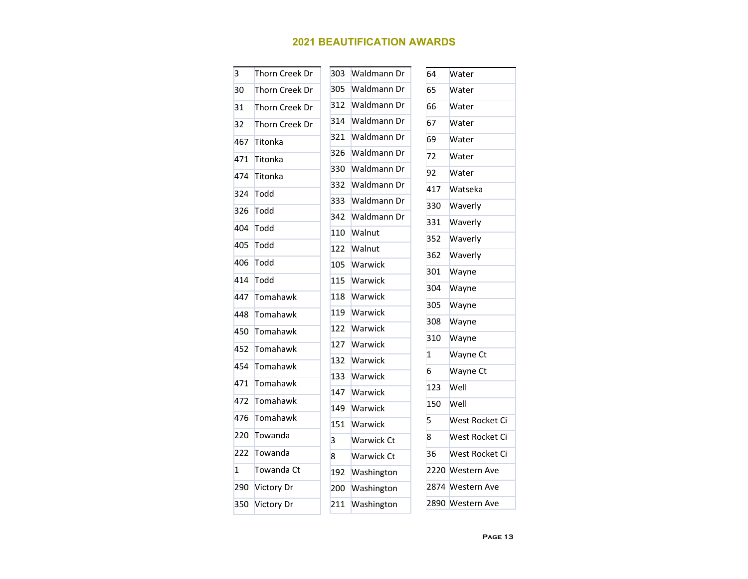## 2021 BEAUTIFICATION AWARDS

| | |
|---|---|
| 3 | Thorn Creek Dr |
| 30 | Thorn Creek Dr |
| 31 | Thorn Creek Dr |
| 32 | Thorn Creek Dr |
| 467 | Titonka |
| 471 | Titonka |
| 474 | Titonka |
| 324 | Todd |
| 326 | Todd |
| 404 | Todd |
| 405 | Todd |
| 406 | Todd |
| 414 | Todd |
| 447 | Tomahawk |
| 448 | Tomahawk |
| 450 | Tomahawk |
| 452 | Tomahawk |
| 454 | Tomahawk |
| 471 | Tomahawk |
| 472 | Tomahawk |
| 476 | Tomahawk |
| 220 | Towanda |
| 222 | Towanda |
| 1 | Towanda Ct |
| 290 | Victory Dr |
| 350 | Victory Dr |

| | |
|---|---|
| 303 | Waldmann Dr |
| 305 | Waldmann Dr |
| 312 | Waldmann Dr |
| 314 | Waldmann Dr |
| 321 | Waldmann Dr |
| 326 | Waldmann Dr |
| 330 | Waldmann Dr |
| 332 | Waldmann Dr |
| 333 | Waldmann Dr |
| 342 | Waldmann Dr |
| 110 | Walnut |
| 122 | Walnut |
| 105 | Warwick |
| 115 | Warwick |
| 118 | Warwick |
| 119 | Warwick |
| 122 | Warwick |
| 127 | Warwick |
| 132 | Warwick |
| 133 | Warwick |
| 147 | Warwick |
| 149 | Warwick |
| 151 | Warwick |
| 3 | Warwick Ct |
| 8 | Warwick Ct |
| 192 | Washington |
| 200 | Washington |
| 211 | Washington |

| | |
|---|---|
| 64 | Water |
| 65 | Water |
| 66 | Water |
| 67 | Water |
| 69 | Water |
| 72 | Water |
| 92 | Water |
| 417 | Watseka |
| 330 | Waverly |
| 331 | Waverly |
| 352 | Waverly |
| 362 | Waverly |
| 301 | Wayne |
| 304 | Wayne |
| 305 | Wayne |
| 308 | Wayne |
| 310 | Wayne |
| 1 | Wayne Ct |
| 6 | Wayne Ct |
| 123 | Well |
| 150 | Well |
| 5 | West Rocket Ci |
| 8 | West Rocket Ci |
| 36 | West Rocket Ci |
| 2220 | Western Ave |
| 2874 | Western Ave |
| 2890 | Western Ave |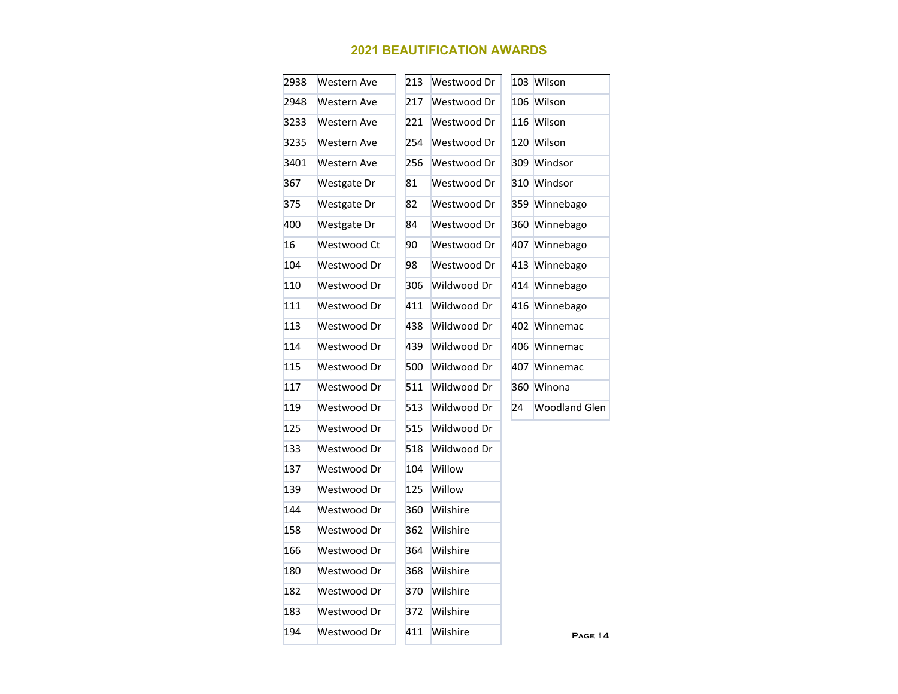## 2021 BEAUTIFICATION AWARDS

| | |
|---|---|
| 2938 | Western Ave |
| 2948 | Western Ave |
| 3233 | Western Ave |
| 3235 | Western Ave |
| 3401 | Western Ave |
| 367 | Westgate Dr |
| 375 | Westgate Dr |
| 400 | Westgate Dr |
| 16 | Westwood Ct |
| 104 | Westwood Dr |
| 110 | Westwood Dr |
| 111 | Westwood Dr |
| 113 | Westwood Dr |
| 114 | Westwood Dr |
| 115 | Westwood Dr |
| 117 | Westwood Dr |
| 119 | Westwood Dr |
| 125 | Westwood Dr |
| 133 | Westwood Dr |
| 137 | Westwood Dr |
| 139 | Westwood Dr |
| 144 | Westwood Dr |
| 158 | Westwood Dr |
| 166 | Westwood Dr |
| 180 | Westwood Dr |
| 182 | Westwood Dr |
| 183 | Westwood Dr |
| 194 | Westwood Dr |
| 213 | Westwood Dr |
| 217 | Westwood Dr |
| 221 | Westwood Dr |
| 254 | Westwood Dr |
| 256 | Westwood Dr |
| 81 | Westwood Dr |
| 82 | Westwood Dr |
| 84 | Westwood Dr |
| 90 | Westwood Dr |
| 98 | Westwood Dr |
| 306 | Wildwood Dr |
| 411 | Wildwood Dr |
| 438 | Wildwood Dr |
| 439 | Wildwood Dr |
| 500 | Wildwood Dr |
| 511 | Wildwood Dr |
| 513 | Wildwood Dr |
| 515 | Wildwood Dr |
| 518 | Wildwood Dr |
| 104 | Willow |
| 125 | Willow |
| 360 | Wilshire |
| 362 | Wilshire |
| 364 | Wilshire |
| 368 | Wilshire |
| 370 | Wilshire |
| 372 | Wilshire |
| 411 | Wilshire |
| 103 | Wilson |
| 106 | Wilson |
| 116 | Wilson |
| 120 | Wilson |
| 309 | Windsor |
| 310 | Windsor |
| 359 | Winnebago |
| 360 | Winnebago |
| 407 | Winnebago |
| 413 | Winnebago |
| 414 | Winnebago |
| 416 | Winnebago |
| 402 | Winnemac |
| 406 | Winnemac |
| 407 | Winnemac |
| 360 | Winona |
| 24 | Woodland Glen |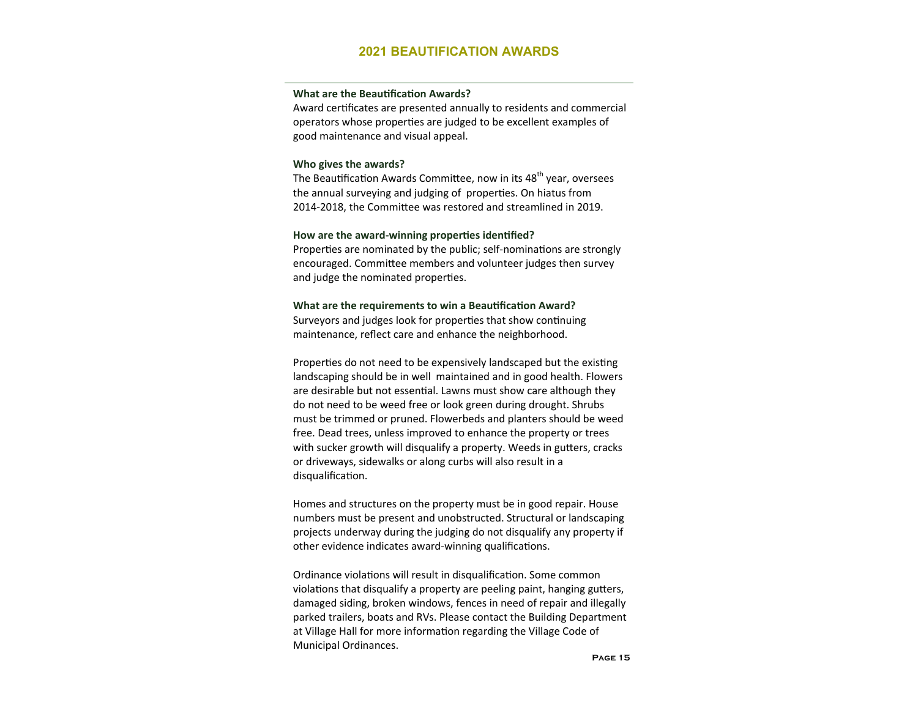## 2021 BEAUTIFICATION AWARDS

**What are the Beautification Awards?**

Award certificates are presented annually to residents and commercial operators whose properties are judged to be excellent examples of good maintenance and visual appeal.

**Who gives the awards?**

The Beautification Awards Committee, now in its 48th year, oversees the annual surveying and judging of properties. On hiatus from 2014-2018, the Committee was restored and streamlined in 2019.

**How are the award-winning properties identified?**

Properties are nominated by the public; self-nominations are strongly encouraged. Committee members and volunteer judges then survey and judge the nominated properties.

**What are the requirements to win a Beautification Award?**

Surveyors and judges look for properties that show continuing maintenance, reflect care and enhance the neighborhood.

Properties do not need to be expensively landscaped but the existing landscaping should be in well maintained and in good health. Flowers are desirable but not essential. Lawns must show care although they do not need to be weed free or look green during drought. Shrubs must be trimmed or pruned. Flowerbeds and planters should be weed free. Dead trees, unless improved to enhance the property or trees with sucker growth will disqualify a property. Weeds in gutters, cracks or driveways, sidewalks or along curbs will also result in a disqualification.

Homes and structures on the property must be in good repair. House numbers must be present and unobstructed. Structural or landscaping projects underway during the judging do not disqualify any property if other evidence indicates award-winning qualifications.

Ordinance violations will result in disqualification. Some common violations that disqualify a property are peeling paint, hanging gutters, damaged siding, broken windows, fences in need of repair and illegally parked trailers, boats and RVs. Please contact the Building Department at Village Hall for more information regarding the Village Code of Municipal Ordinances.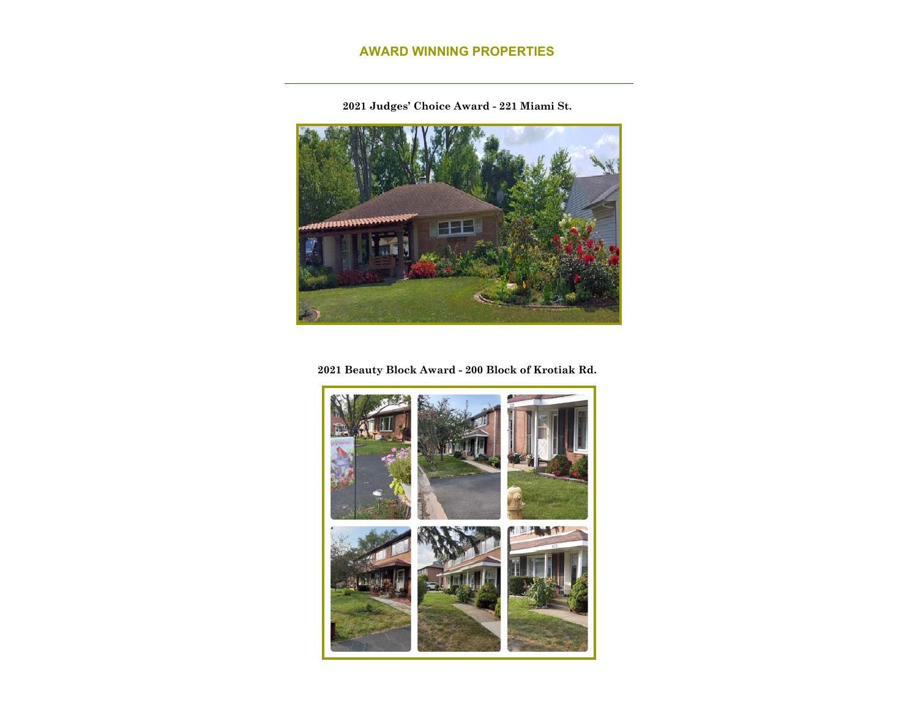## AWARD WINNING PROPERTIES

**2021 Judges' Choice Award - 221 Miami St.**

**2021 Beauty Block Award - 200 Block of Krotiak Rd.**